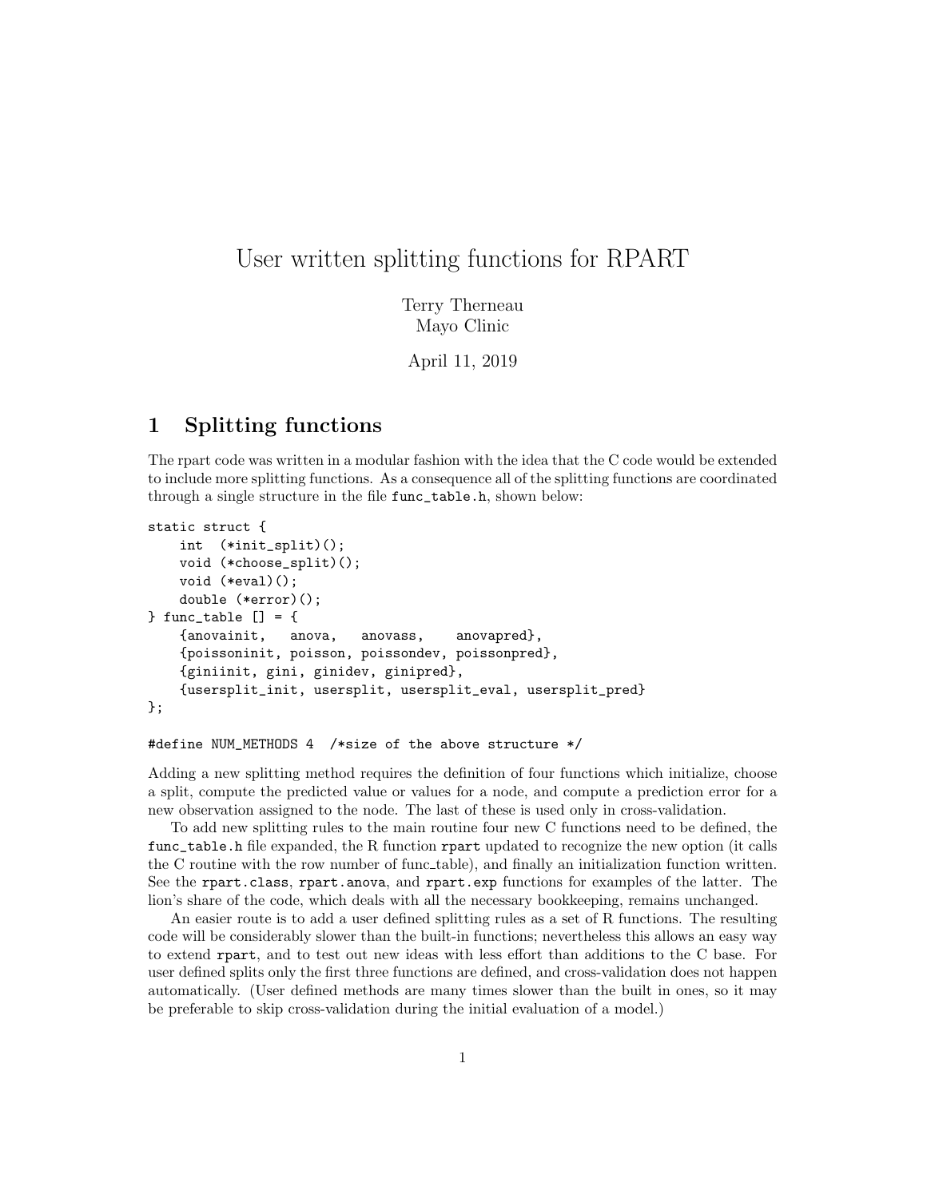# User written splitting functions for RPART

Terry Therneau
Mayo Clinic

April 11, 2019

## 1 Splitting functions

The rpart code was written in a modular fashion with the idea that the C code would be extended to include more splitting functions. As a consequence all of the splitting functions are coordinated through a single structure in the file `func_table.h`, shown below:

```
static struct {
    int  (*init_split)();
    void (*choose_split)();
    void (*eval)();
    double (*error)();
} func_table [] = {
    {anovainit,   anova,   anovass,    anovapred},
    {poissoninit, poisson, poissondev, poissonpred},
    {giniinit, gini, ginidev, ginipred},
    {usersplit_init, usersplit, usersplit_eval, usersplit_pred}
};

#define NUM_METHODS 4  /*size of the above structure */
```

Adding a new splitting method requires the definition of four functions which initialize, choose a split, compute the predicted value or values for a node, and compute a prediction error for a new observation assigned to the node. The last of these is used only in cross-validation.

To add new splitting rules to the main routine four new C functions need to be defined, the `func_table.h` file expanded, the R function `rpart` updated to recognize the new option (it calls the C routine with the row number of func_table), and finally an initialization function written. See the `rpart.class`, `rpart.anova`, and `rpart.exp` functions for examples of the latter. The lion's share of the code, which deals with all the necessary bookkeeping, remains unchanged.

An easier route is to add a user defined splitting rules as a set of R functions. The resulting code will be considerably slower than the built-in functions; nevertheless this allows an easy way to extend `rpart`, and to test out new ideas with less effort than additions to the C base. For user defined splits only the first three functions are defined, and cross-validation does not happen automatically. (User defined methods are many times slower than the built in ones, so it may be preferable to skip cross-validation during the initial evaluation of a model.)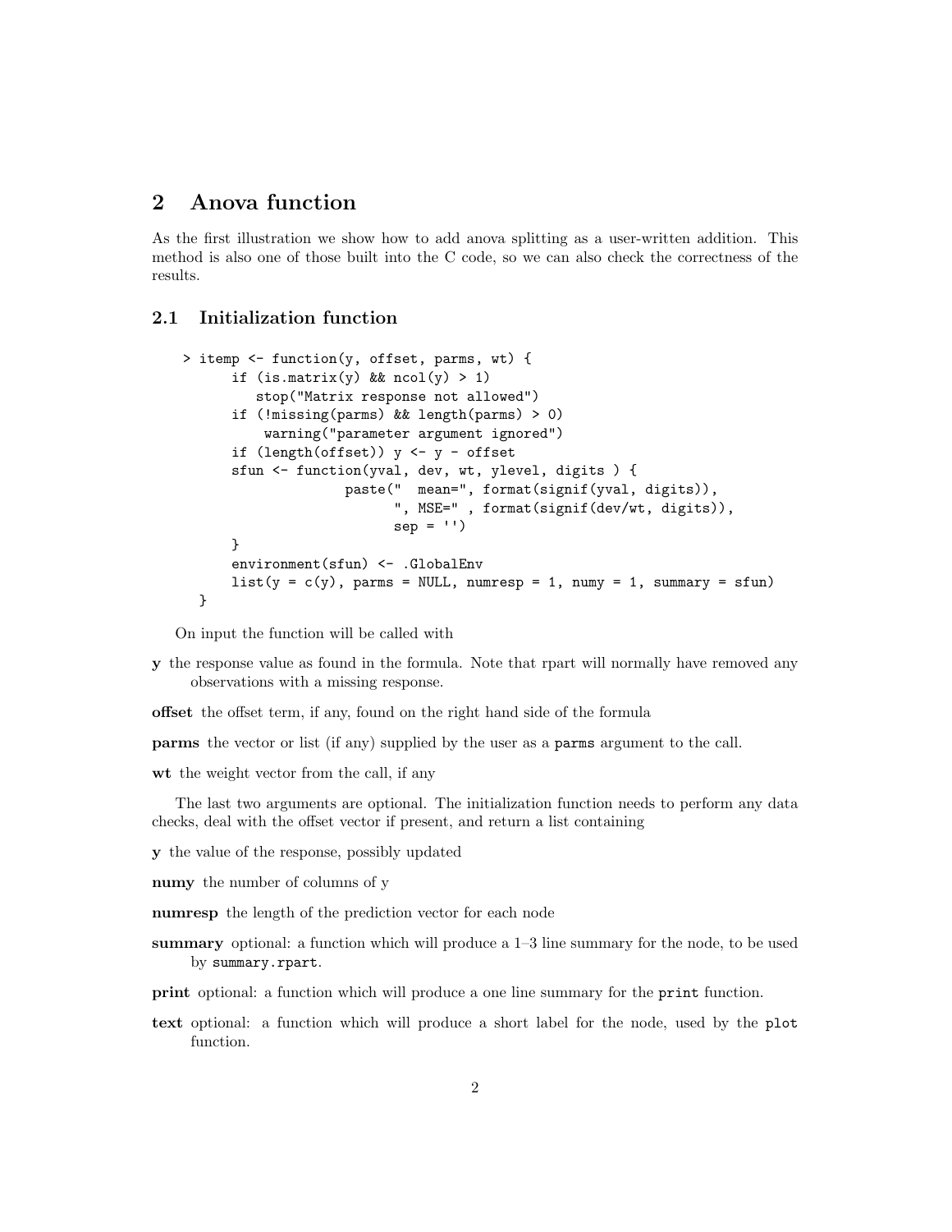## 2 Anova function

As the first illustration we show how to add anova splitting as a user-written addition. This method is also one of those built into the C code, so we can also check the correctness of the results.

### 2.1 Initialization function

```
> itemp <- function(y, offset, parms, wt) {
      if (is.matrix(y) && ncol(y) > 1)
         stop("Matrix response not allowed")
      if (!missing(parms) && length(parms) > 0)
          warning("parameter argument ignored")
      if (length(offset)) y <- y - offset
      sfun <- function(yval, dev, wt, ylevel, digits ) {
                   paste("  mean=", format(signif(yval, digits)),
                         ", MSE=" , format(signif(dev/wt, digits)),
                         sep = '')
      }
      environment(sfun) <- .GlobalEnv
      list(y = c(y), parms = NULL, numresp = 1, numy = 1, summary = sfun)
  }
```

On input the function will be called with

**y** the response value as found in the formula. Note that rpart will normally have removed any observations with a missing response.

**offset** the offset term, if any, found on the right hand side of the formula

**parms** the vector or list (if any) supplied by the user as a `parms` argument to the call.

**wt** the weight vector from the call, if any

The last two arguments are optional. The initialization function needs to perform any data checks, deal with the offset vector if present, and return a list containing

**y** the value of the response, possibly updated

**numy** the number of columns of y

**numresp** the length of the prediction vector for each node

**summary** optional: a function which will produce a 1–3 line summary for the node, to be used by `summary.rpart`.

**print** optional: a function which will produce a one line summary for the `print` function.

**text** optional: a function which will produce a short label for the node, used by the `plot` function.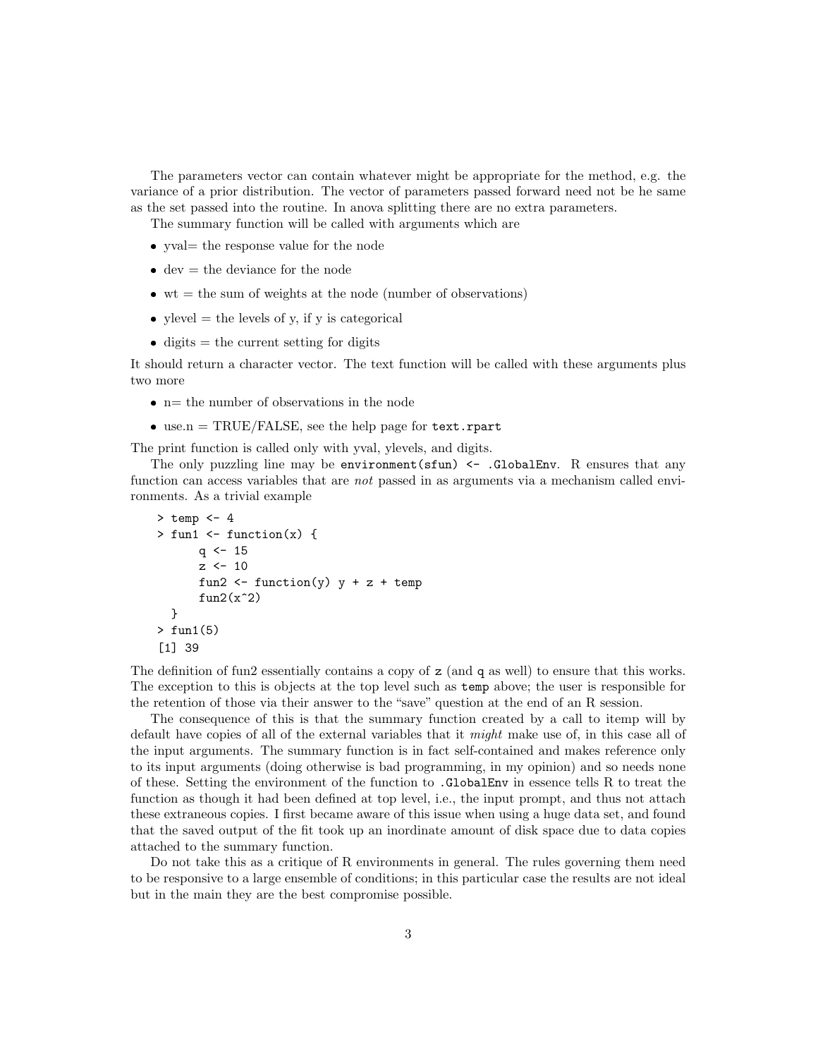The parameters vector can contain whatever might be appropriate for the method, e.g. the variance of a prior distribution. The vector of parameters passed forward need not be he same as the set passed into the routine. In anova splitting there are no extra parameters.

The summary function will be called with arguments which are

- yval= the response value for the node
- dev = the deviance for the node
- wt = the sum of weights at the node (number of observations)
- ylevel = the levels of y, if y is categorical
- digits = the current setting for digits

It should return a character vector. The text function will be called with these arguments plus two more

- n= the number of observations in the node
- use.n = TRUE/FALSE, see the help page for `text.rpart`

The print function is called only with yval, ylevels, and digits.

The only puzzling line may be `environment(sfun) <- .GlobalEnv`. R ensures that any function can access variables that are *not* passed in as arguments via a mechanism called environments. As a trivial example

```
> temp <- 4
> fun1 <- function(x) {
      q <- 15
      z <- 10
      fun2 <- function(y) y + z + temp
      fun2(x^2)
  }
> fun1(5)
[1] 39
```

The definition of fun2 essentially contains a copy of `z` (and `q` as well) to ensure that this works. The exception to this is objects at the top level such as `temp` above; the user is responsible for the retention of those via their answer to the "save" question at the end of an R session.

The consequence of this is that the summary function created by a call to itemp will by default have copies of all of the external variables that it *might* make use of, in this case all of the input arguments. The summary function is in fact self-contained and makes reference only to its input arguments (doing otherwise is bad programming, in my opinion) and so needs none of these. Setting the environment of the function to `.GlobalEnv` in essence tells R to treat the function as though it had been defined at top level, i.e., the input prompt, and thus not attach these extraneous copies. I first became aware of this issue when using a huge data set, and found that the saved output of the fit took up an inordinate amount of disk space due to data copies attached to the summary function.

Do not take this as a critique of R environments in general. The rules governing them need to be responsive to a large ensemble of conditions; in this particular case the results are not ideal but in the main they are the best compromise possible.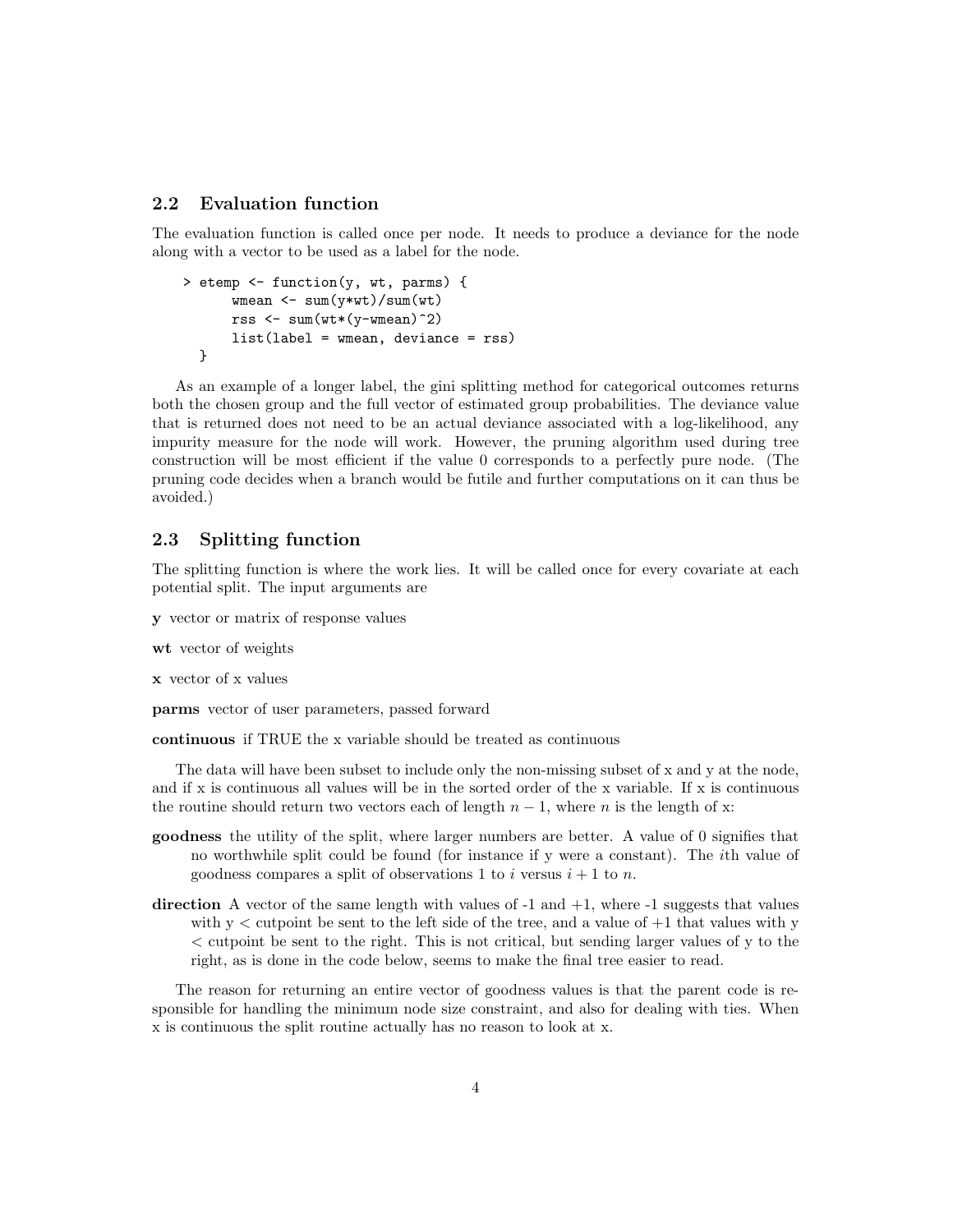### 2.2 Evaluation function

The evaluation function is called once per node. It needs to produce a deviance for the node along with a vector to be used as a label for the node.

```
> etemp <- function(y, wt, parms) {
      wmean <- sum(y*wt)/sum(wt)
      rss <- sum(wt*(y-wmean)^2)
      list(label = wmean, deviance = rss)
  }
```

As an example of a longer label, the gini splitting method for categorical outcomes returns both the chosen group and the full vector of estimated group probabilities. The deviance value that is returned does not need to be an actual deviance associated with a log-likelihood, any impurity measure for the node will work. However, the pruning algorithm used during tree construction will be most efficient if the value 0 corresponds to a perfectly pure node. (The pruning code decides when a branch would be futile and further computations on it can thus be avoided.)

### 2.3 Splitting function

The splitting function is where the work lies. It will be called once for every covariate at each potential split. The input arguments are

**y** vector or matrix of response values

**wt** vector of weights

**x** vector of x values

**parms** vector of user parameters, passed forward

**continuous** if TRUE the x variable should be treated as continuous

The data will have been subset to include only the non-missing subset of x and y at the node, and if x is continuous all values will be in the sorted order of the x variable. If x is continuous the routine should return two vectors each of length $n-1$, where $n$ is the length of x:

**goodness** the utility of the split, where larger numbers are better. A value of 0 signifies that no worthwhile split could be found (for instance if y were a constant). The $i$th value of goodness compares a split of observations 1 to $i$ versus $i+1$ to $n$.

**direction** A vector of the same length with values of -1 and +1, where -1 suggests that values with y < cutpoint be sent to the left side of the tree, and a value of +1 that values with y < cutpoint be sent to the right. This is not critical, but sending larger values of y to the right, as is done in the code below, seems to make the final tree easier to read.

The reason for returning an entire vector of goodness values is that the parent code is responsible for handling the minimum node size constraint, and also for dealing with ties. When x is continuous the split routine actually has no reason to look at x.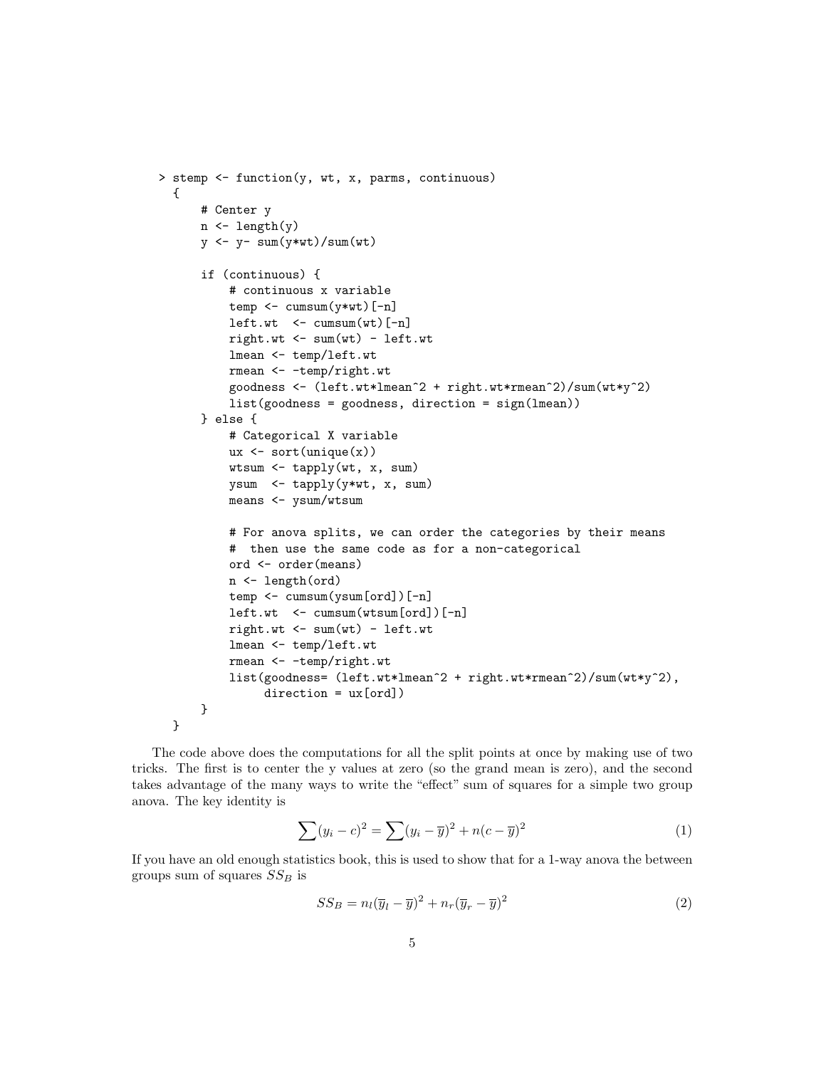```
> stemp <- function(y, wt, x, parms, continuous)
  {
      # Center y
      n <- length(y)
      y <- y- sum(y*wt)/sum(wt)

      if (continuous) {
          # continuous x variable
          temp <- cumsum(y*wt)[-n]
          left.wt  <- cumsum(wt)[-n]
          right.wt <- sum(wt) - left.wt
          lmean <- temp/left.wt
          rmean <- -temp/right.wt
          goodness <- (left.wt*lmean^2 + right.wt*rmean^2)/sum(wt*y^2)
          list(goodness = goodness, direction = sign(lmean))
      } else {
          # Categorical X variable
          ux <- sort(unique(x))
          wtsum <- tapply(wt, x, sum)
          ysum  <- tapply(y*wt, x, sum)
          means <- ysum/wtsum

          # For anova splits, we can order the categories by their means
          #  then use the same code as for a non-categorical
          ord <- order(means)
          n <- length(ord)
          temp <- cumsum(ysum[ord])[-n]
          left.wt  <- cumsum(wtsum[ord])[-n]
          right.wt <- sum(wt) - left.wt
          lmean <- temp/left.wt
          rmean <- -temp/right.wt
          list(goodness= (left.wt*lmean^2 + right.wt*rmean^2)/sum(wt*y^2),
               direction = ux[ord])
      }
  }
```

The code above does the computations for all the split points at once by making use of two tricks. The first is to center the y values at zero (so the grand mean is zero), and the second takes advantage of the many ways to write the "effect" sum of squares for a simple two group anova. The key identity is

$$\sum (y_i - c)^2 = \sum (y_i - \overline{y})^2 + n(c - \overline{y})^2 \tag{1}$$

If you have an old enough statistics book, this is used to show that for a 1-way anova the between groups sum of squares $SS_B$ is

$$SS_B = n_l(\overline{y}_l - \overline{y})^2 + n_r(\overline{y}_r - \overline{y})^2 \tag{2}$$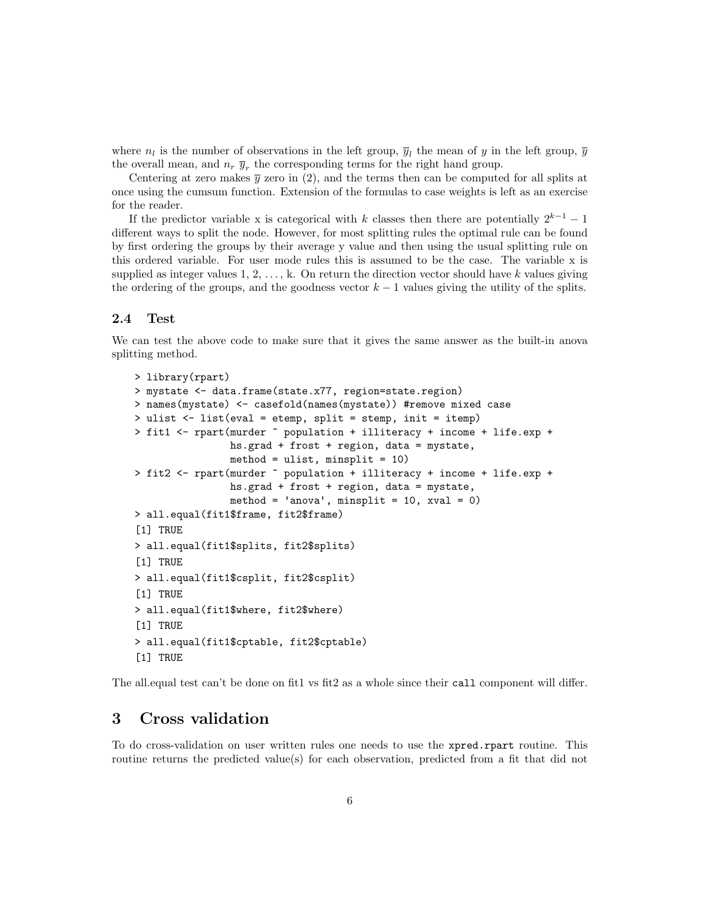where $n_l$ is the number of observations in the left group, $\overline{y}_l$ the mean of $y$ in the left group, $\overline{y}$ the overall mean, and $n_r$ $\overline{y}_r$ the corresponding terms for the right hand group.

Centering at zero makes $\overline{y}$ zero in (2), and the terms then can be computed for all splits at once using the cumsum function. Extension of the formulas to case weights is left as an exercise for the reader.

If the predictor variable x is categorical with $k$ classes then there are potentially $2^{k-1} - 1$ different ways to split the node. However, for most splitting rules the optimal rule can be found by first ordering the groups by their average y value and then using the usual splitting rule on this ordered variable. For user mode rules this is assumed to be the case. The variable x is supplied as integer values 1, 2, ..., k. On return the direction vector should have $k$ values giving the ordering of the groups, and the goodness vector $k - 1$ values giving the utility of the splits.

### 2.4 Test

We can test the above code to make sure that it gives the same answer as the built-in anova splitting method.

```
> library(rpart)
> mystate <- data.frame(state.x77, region=state.region)
> names(mystate) <- casefold(names(mystate)) #remove mixed case
> ulist <- list(eval = etemp, split = stemp, init = itemp)
> fit1 <- rpart(murder ~ population + illiteracy + income + life.exp +
                hs.grad + frost + region, data = mystate,
                method = ulist, minsplit = 10)
> fit2 <- rpart(murder ~ population + illiteracy + income + life.exp +
                hs.grad + frost + region, data = mystate,
                method = 'anova', minsplit = 10, xval = 0)
> all.equal(fit1$frame, fit2$frame)
[1] TRUE
> all.equal(fit1$splits, fit2$splits)
[1] TRUE
> all.equal(fit1$csplit, fit2$csplit)
[1] TRUE
> all.equal(fit1$where, fit2$where)
[1] TRUE
> all.equal(fit1$cptable, fit2$cptable)
[1] TRUE
```

The all.equal test can't be done on fit1 vs fit2 as a whole since their `call` component will differ.

## 3 Cross validation

To do cross-validation on user written rules one needs to use the `xpred.rpart` routine. This routine returns the predicted value(s) for each observation, predicted from a fit that did not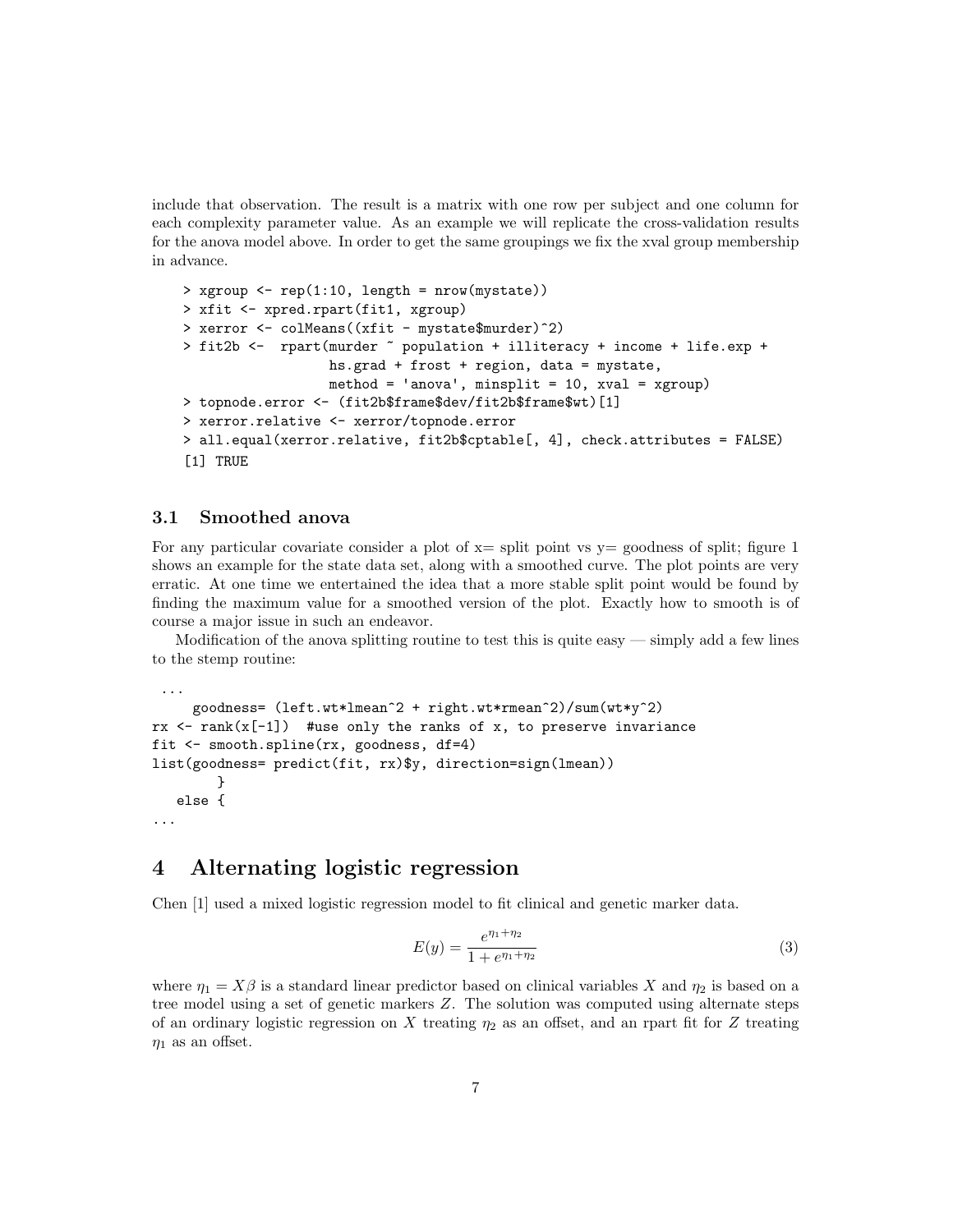include that observation. The result is a matrix with one row per subject and one column for each complexity parameter value. As an example we will replicate the cross-validation results for the anova model above. In order to get the same groupings we fix the xval group membership in advance.

```
> xgroup <- rep(1:10, length = nrow(mystate))
> xfit <- xpred.rpart(fit1, xgroup)
> xerror <- colMeans((xfit - mystate$murder)^2)
> fit2b <-  rpart(murder ~ population + illiteracy + income + life.exp +
                  hs.grad + frost + region, data = mystate,
                  method = 'anova', minsplit = 10, xval = xgroup)
> topnode.error <- (fit2b$frame$dev/fit2b$frame$wt)[1]
> xerror.relative <- xerror/topnode.error
> all.equal(xerror.relative, fit2b$cptable[, 4], check.attributes = FALSE)
[1] TRUE
```

## 3.1 Smoothed anova

For any particular covariate consider a plot of x= split point vs y= goodness of split; figure 1 shows an example for the state data set, along with a smoothed curve. The plot points are very erratic. At one time we entertained the idea that a more stable split point would be found by finding the maximum value for a smoothed version of the plot. Exactly how to smooth is of course a major issue in such an endeavor.

Modification of the anova splitting routine to test this is quite easy — simply add a few lines to the stemp routine:

```
 ...
     goodness= (left.wt*lmean^2 + right.wt*rmean^2)/sum(wt*y^2)
rx <- rank(x[-1])  #use only the ranks of x, to preserve invariance
fit <- smooth.spline(rx, goodness, df=4)
list(goodness= predict(fit, rx)$y, direction=sign(lmean))
        }
   else {
...
```

# 4 Alternating logistic regression

Chen [1] used a mixed logistic regression model to fit clinical and genetic marker data.

$$E(y) = \frac{e^{\eta_1 + \eta_2}}{1 + e^{\eta_1 + \eta_2}} \tag{3}$$

where $\eta_1 = X\beta$ is a standard linear predictor based on clinical variables $X$ and $\eta_2$ is based on a tree model using a set of genetic markers $Z$. The solution was computed using alternate steps of an ordinary logistic regression on $X$ treating $\eta_2$ as an offset, and an rpart fit for $Z$ treating $\eta_1$ as an offset.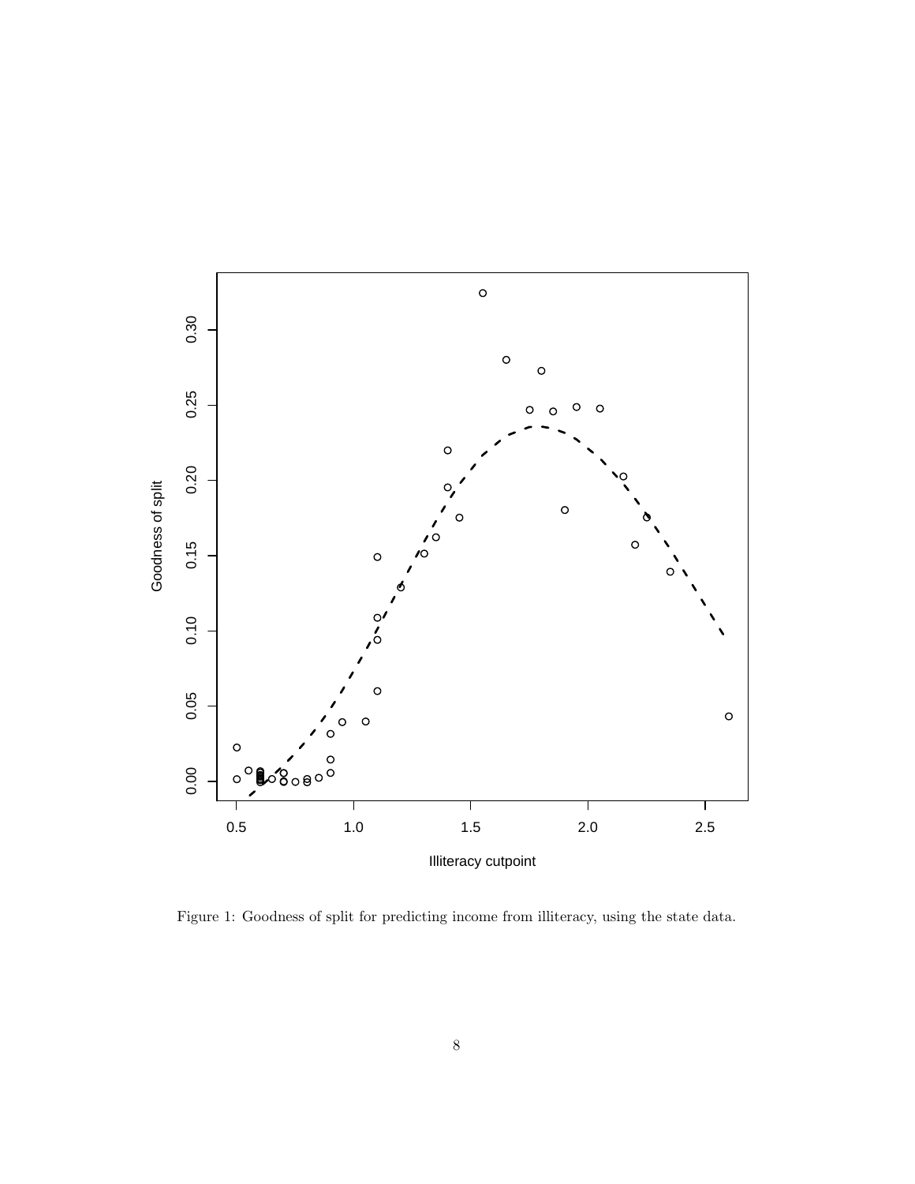Figure 1: Goodness of split for predicting income from illiteracy, using the state data.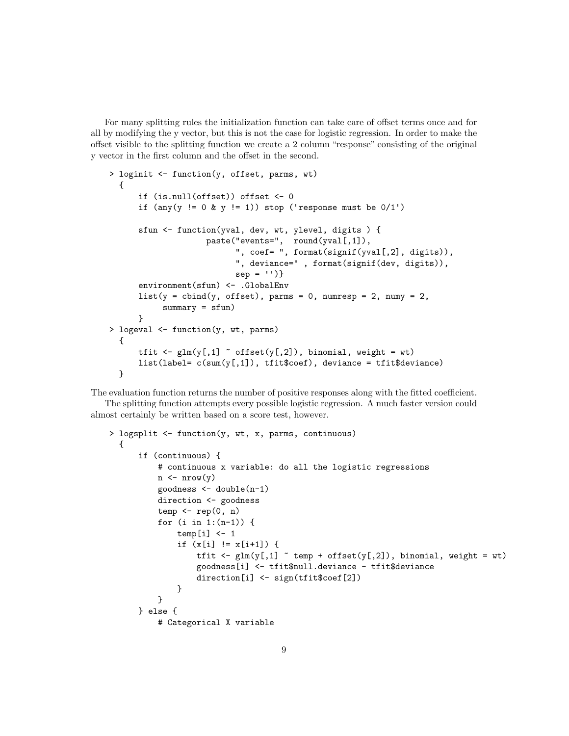For many splitting rules the initialization function can take care of offset terms once and for all by modifying the y vector, but this is not the case for logistic regression. In order to make the offset visible to the splitting function we create a 2 column "response" consisting of the original y vector in the first column and the offset in the second.

```
> loginit <- function(y, offset, parms, wt)
  {
      if (is.null(offset)) offset <- 0
      if (any(y != 0 & y != 1)) stop ('response must be 0/1')

      sfun <- function(yval, dev, wt, ylevel, digits ) {
                   paste("events=",  round(yval[,1]),
                         ", coef= ", format(signif(yval[,2], digits)),
                         ", deviance=" , format(signif(dev, digits)),
                         sep = '')}
      environment(sfun) <- .GlobalEnv
      list(y = cbind(y, offset), parms = 0, numresp = 2, numy = 2,
           summary = sfun)
      }
> logeval <- function(y, wt, parms)
  {
      tfit <- glm(y[,1] ~ offset(y[,2]), binomial, weight = wt)
      list(label= c(sum(y[,1]), tfit$coef), deviance = tfit$deviance)
  }
```

The evaluation function returns the number of positive responses along with the fitted coefficient.

The splitting function attempts every possible logistic regression. A much faster version could almost certainly be written based on a score test, however.

```
> logsplit <- function(y, wt, x, parms, continuous)
  {
      if (continuous) {
          # continuous x variable: do all the logistic regressions
          n <- nrow(y)
          goodness <- double(n-1)
          direction <- goodness
          temp <- rep(0, n)
          for (i in 1:(n-1)) {
              temp[i] <- 1
              if (x[i] != x[i+1]) {
                  tfit <- glm(y[,1] ~ temp + offset(y[,2]), binomial, weight = wt)
                  goodness[i] <- tfit$null.deviance - tfit$deviance
                  direction[i] <- sign(tfit$coef[2])
              }
          }
      } else {
          # Categorical X variable
```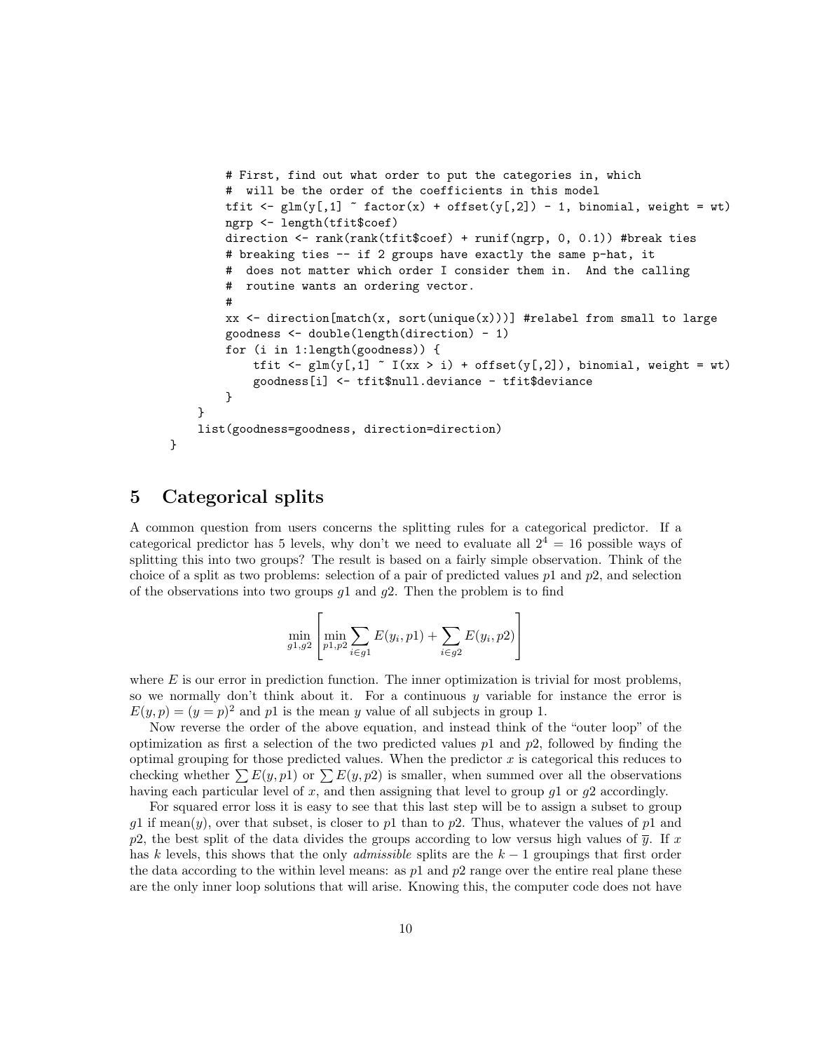```
        # First, find out what order to put the categories in, which
        #  will be the order of the coefficients in this model
        tfit <- glm(y[,1] ~ factor(x) + offset(y[,2]) - 1, binomial, weight = wt)
        ngrp <- length(tfit$coef)
        direction <- rank(rank(tfit$coef) + runif(ngrp, 0, 0.1)) #break ties
        # breaking ties -- if 2 groups have exactly the same p-hat, it
        #  does not matter which order I consider them in.  And the calling
        #  routine wants an ordering vector.
        #
        xx <- direction[match(x, sort(unique(x)))] #relabel from small to large
        goodness <- double(length(direction) - 1)
        for (i in 1:length(goodness)) {
            tfit <- glm(y[,1] ~ I(xx > i) + offset(y[,2]), binomial, weight = wt)
            goodness[i] <- tfit$null.deviance - tfit$deviance
        }
    }
    list(goodness=goodness, direction=direction)
}
```

# 5 Categorical splits

A common question from users concerns the splitting rules for a categorical predictor. If a categorical predictor has 5 levels, why don't we need to evaluate all $2^4 = 16$ possible ways of splitting this into two groups? The result is based on a fairly simple observation. Think of the choice of a split as two problems: selection of a pair of predicted values $p1$ and $p2$, and selection of the observations into two groups $g1$ and $g2$. Then the problem is to find

$$\min_{g1,g2} \left[ \min_{p1,p2} \sum_{i \in g1} E(y_i, p1) + \sum_{i \in g2} E(y_i, p2) \right]$$

where $E$ is our error in prediction function. The inner optimization is trivial for most problems, so we normally don't think about it. For a continuous $y$ variable for instance the error is $E(y, p) = (y = p)^2$ and $p1$ is the mean $y$ value of all subjects in group 1.

Now reverse the order of the above equation, and instead think of the "outer loop" of the optimization as first a selection of the two predicted values $p1$ and $p2$, followed by finding the optimal grouping for those predicted values. When the predictor $x$ is categorical this reduces to checking whether $\sum E(y, p1)$ or $\sum E(y, p2)$ is smaller, when summed over all the observations having each particular level of $x$, and then assigning that level to group $g1$ or $g2$ accordingly.

For squared error loss it is easy to see that this last step will be to assign a subset to group $g1$ if mean($y$), over that subset, is closer to $p1$ than to $p2$. Thus, whatever the values of $p1$ and $p2$, the best split of the data divides the groups according to low versus high values of $\overline{y}$. If $x$ has $k$ levels, this shows that the only *admissible* splits are the $k - 1$ groupings that first order the data according to the within level means: as $p1$ and $p2$ range over the entire real plane these are the only inner loop solutions that will arise. Knowing this, the computer code does not have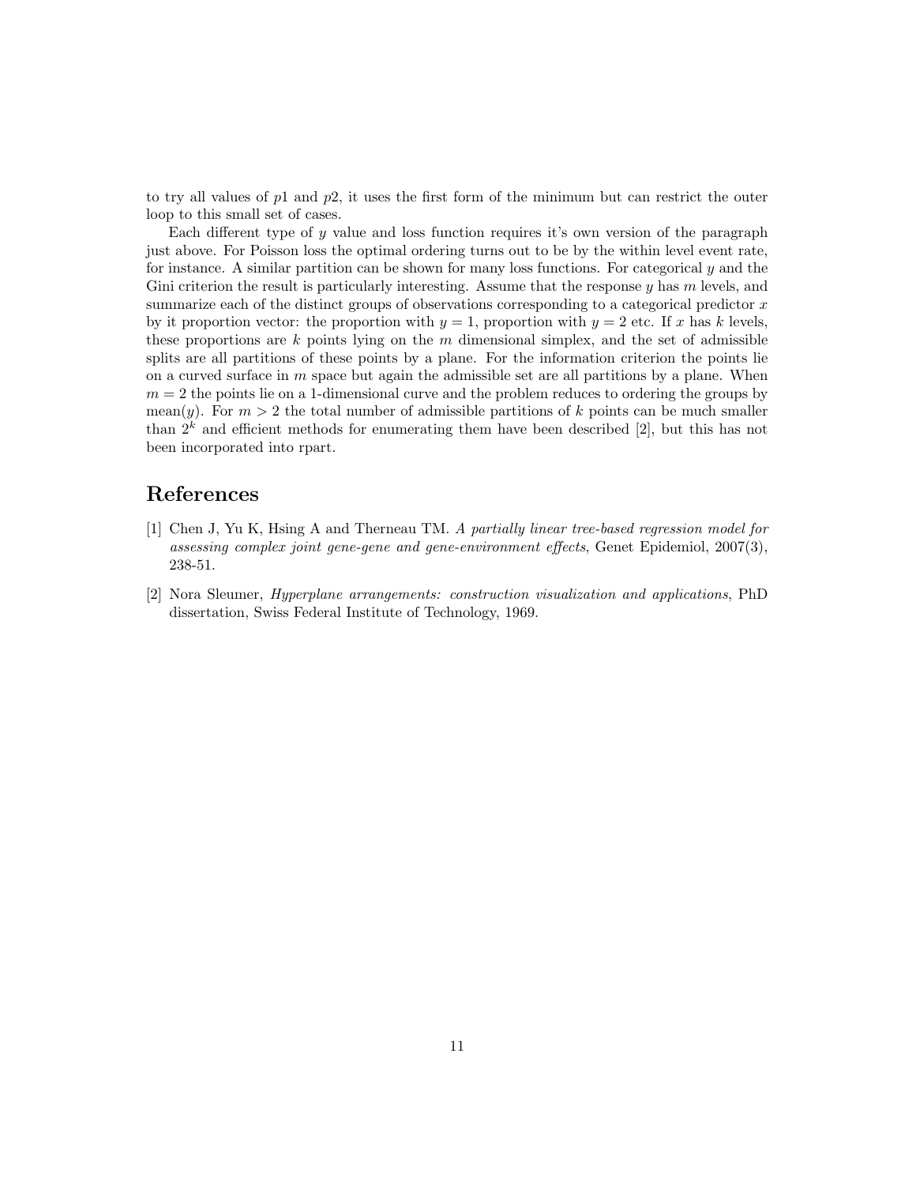to try all values of $p1$ and $p2$, it uses the first form of the minimum but can restrict the outer loop to this small set of cases.

Each different type of $y$ value and loss function requires it's own version of the paragraph just above. For Poisson loss the optimal ordering turns out to be by the within level event rate, for instance. A similar partition can be shown for many loss functions. For categorical $y$ and the Gini criterion the result is particularly interesting. Assume that the response $y$ has $m$ levels, and summarize each of the distinct groups of observations corresponding to a categorical predictor $x$ by it proportion vector: the proportion with $y = 1$, proportion with $y = 2$ etc. If $x$ has $k$ levels, these proportions are $k$ points lying on the $m$ dimensional simplex, and the set of admissible splits are all partitions of these points by a plane. For the information criterion the points lie on a curved surface in $m$ space but again the admissible set are all partitions by a plane. When $m = 2$ the points lie on a 1-dimensional curve and the problem reduces to ordering the groups by mean($y$). For $m > 2$ the total number of admissible partitions of $k$ points can be much smaller than $2^k$ and efficient methods for enumerating them have been described [2], but this has not been incorporated into rpart.

## References

[1] Chen J, Yu K, Hsing A and Therneau TM. *A partially linear tree-based regression model for assessing complex joint gene-gene and gene-environment effects*, Genet Epidemiol, 2007(3), 238-51.

[2] Nora Sleumer, *Hyperplane arrangements: construction visualization and applications*, PhD dissertation, Swiss Federal Institute of Technology, 1969.